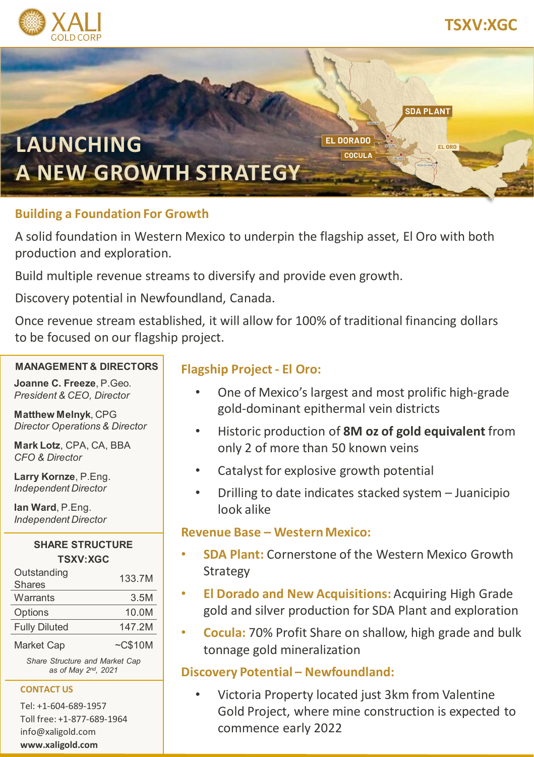XALI GOLD CORP

TSXV:XGC

# LAUNCHING A NEW GROWTH STRATEGY

SDA PLANT | EL DORADO | COCULA | EL ORO

## Building a Foundation For Growth

A solid foundation in Western Mexico to underpin the flagship asset, El Oro with both production and exploration.

Build multiple revenue streams to diversify and provide even growth.

Discovery potential in Newfoundland, Canada.

Once revenue stream established, it will allow for 100% of traditional financing dollars to be focused on our flagship project.

### MANAGEMENT & DIRECTORS

**Joanne C. Freeze**, P.Geo.
*President & CEO, Director*

**Matthew Melnyk**, CPG
*Director Operations & Director*

**Mark Lotz**, CPA, CA, BBA
*CFO & Director*

**Larry Kornze**, P.Eng.
*Independent Director*

**Ian Ward**, P.Eng.
*Independent Director*

### SHARE STRUCTURE TSXV:XGC

| | |
|---|---|
| Outstanding Shares | 133.7M |
| Warrants | 3.5M |
| Options | 10.0M |
| Fully Diluted | 147.2M |
| Market Cap | ~C$10M |

*Share Structure and Market Cap as of May 2nd, 2021*

### CONTACT US

Tel: +1-604-689-1957
Toll free: +1-877-689-1964
info@xaligold.com
**www.xaligold.com**

## Flagship Project - El Oro:

- One of Mexico's largest and most prolific high-grade gold-dominant epithermal vein districts
- Historic production of **8M oz of gold equivalent** from only 2 of more than 50 known veins
- Catalyst for explosive growth potential
- Drilling to date indicates stacked system – Juanicipio look alike

## Revenue Base – Western Mexico:

- **SDA Plant:** Cornerstone of the Western Mexico Growth Strategy
- **El Dorado and New Acquisitions:** Acquiring High Grade gold and silver production for SDA Plant and exploration
- **Cocula:** 70% Profit Share on shallow, high grade and bulk tonnage gold mineralization

## Discovery Potential – Newfoundland:

- Victoria Property located just 3km from Valentine Gold Project, where mine construction is expected to commence early 2022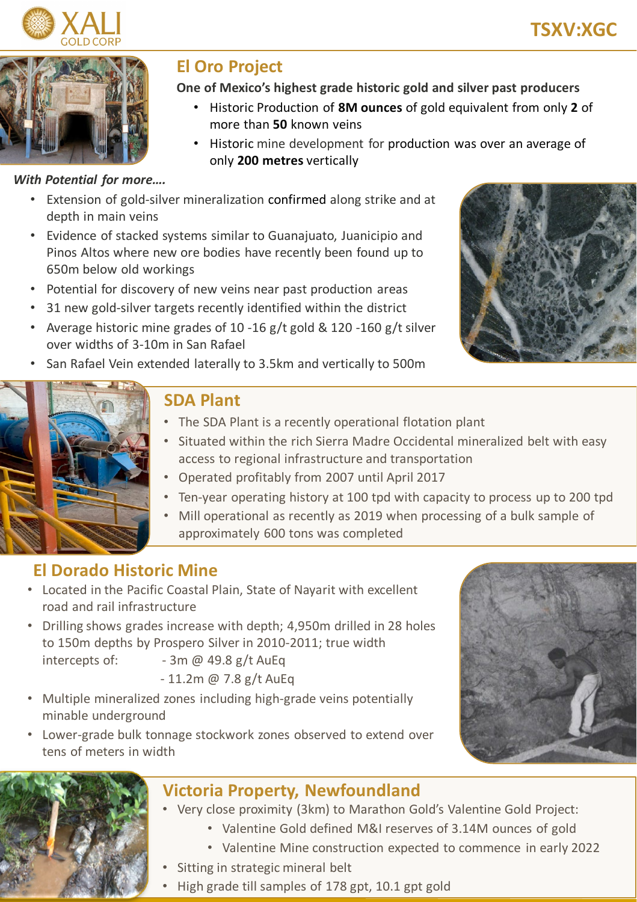XALI GOLD CORP

**TSXV:XGC**

## El Oro Project

**One of Mexico's highest grade historic gold and silver past producers**

- Historic Production of **8M ounces** of gold equivalent from only **2** of more than **50** known veins
- Historic mine development for production was over an average of only **200 metres** vertically

***With Potential for more….***

- Extension of gold-silver mineralization confirmed along strike and at depth in main veins
- Evidence of stacked systems similar to Guanajuato, Juanicipio and Pinos Altos where new ore bodies have recently been found up to 650m below old workings
- Potential for discovery of new veins near past production areas
- 31 new gold-silver targets recently identified within the district
- Average historic mine grades of 10 -16 g/t gold & 120 -160 g/t silver over widths of 3-10m in San Rafael
- San Rafael Vein extended laterally to 3.5km and vertically to 500m

## SDA Plant

- The SDA Plant is a recently operational flotation plant
- Situated within the rich Sierra Madre Occidental mineralized belt with easy access to regional infrastructure and transportation
- Operated profitably from 2007 until April 2017
- Ten-year operating history at 100 tpd with capacity to process up to 200 tpd
- Mill operational as recently as 2019 when processing of a bulk sample of approximately 600 tons was completed

## El Dorado Historic Mine

- Located in the Pacific Coastal Plain, State of Nayarit with excellent road and rail infrastructure
- Drilling shows grades increase with depth; 4,950m drilled in 28 holes to 150m depths by Prospero Silver in 2010-2011; true width intercepts of:
  - 3m @ 49.8 g/t AuEq
  - 11.2m @ 7.8 g/t AuEq
- Multiple mineralized zones including high-grade veins potentially minable underground
- Lower-grade bulk tonnage stockwork zones observed to extend over tens of meters in width

## Victoria Property, Newfoundland

- Very close proximity (3km) to Marathon Gold's Valentine Gold Project:
  - Valentine Gold defined M&I reserves of 3.14M ounces of gold
  - Valentine Mine construction expected to commence in early 2022
- Sitting in strategic mineral belt
- High grade till samples of 178 gpt, 10.1 gpt gold